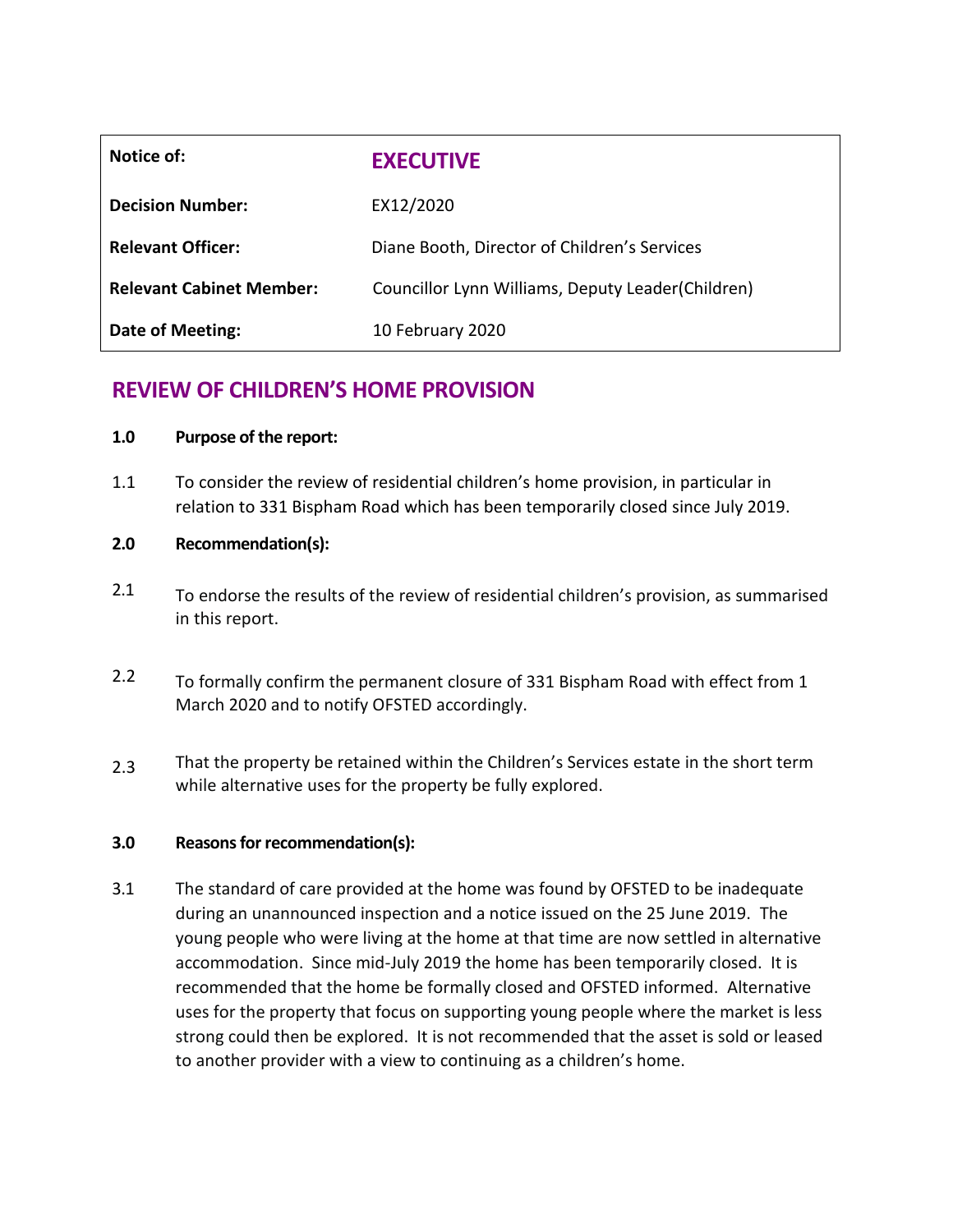| Notice of: | **EXECUTIVE** |
|---|---|
| **Decision Number:** | EX12/2020 |
| **Relevant Officer:** | Diane Booth, Director of Children's Services |
| **Relevant Cabinet Member:** | Councillor Lynn Williams, Deputy Leader(Children) |
| **Date of Meeting:** | 10 February 2020 |

# REVIEW OF CHILDREN'S HOME PROVISION

**1.0 Purpose of the report:**

1.1 To consider the review of residential children's home provision, in particular in relation to 331 Bispham Road which has been temporarily closed since July 2019.

**2.0 Recommendation(s):**

2.1 To endorse the results of the review of residential children's provision, as summarised in this report.

2.2 To formally confirm the permanent closure of 331 Bispham Road with effect from 1 March 2020 and to notify OFSTED accordingly.

2.3 That the property be retained within the Children's Services estate in the short term while alternative uses for the property be fully explored.

**3.0 Reasons for recommendation(s):**

3.1 The standard of care provided at the home was found by OFSTED to be inadequate during an unannounced inspection and a notice issued on the 25 June 2019. The young people who were living at the home at that time are now settled in alternative accommodation. Since mid-July 2019 the home has been temporarily closed. It is recommended that the home be formally closed and OFSTED informed. Alternative uses for the property that focus on supporting young people where the market is less strong could then be explored. It is not recommended that the asset is sold or leased to another provider with a view to continuing as a children's home.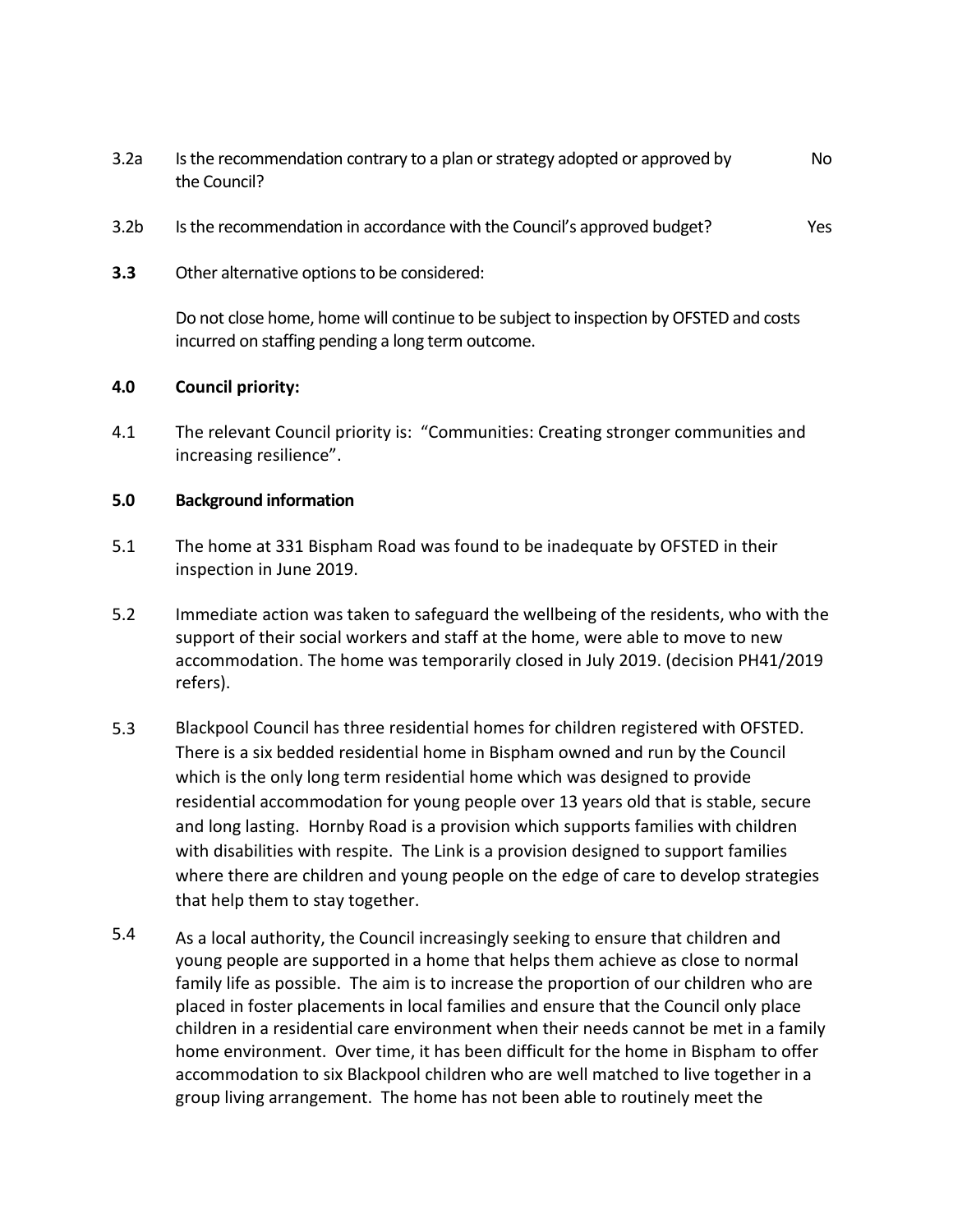3.2a Is the recommendation contrary to a plan or strategy adopted or approved by the Council? No

3.2b Is the recommendation in accordance with the Council's approved budget? Yes

**3.3** Other alternative options to be considered:

Do not close home, home will continue to be subject to inspection by OFSTED and costs incurred on staffing pending a long term outcome.

**4.0 Council priority:**

4.1 The relevant Council priority is: "Communities: Creating stronger communities and increasing resilience".

**5.0 Background information**

5.1 The home at 331 Bispham Road was found to be inadequate by OFSTED in their inspection in June 2019.

5.2 Immediate action was taken to safeguard the wellbeing of the residents, who with the support of their social workers and staff at the home, were able to move to new accommodation. The home was temporarily closed in July 2019. (decision PH41/2019 refers).

5.3 Blackpool Council has three residential homes for children registered with OFSTED. There is a six bedded residential home in Bispham owned and run by the Council which is the only long term residential home which was designed to provide residential accommodation for young people over 13 years old that is stable, secure and long lasting. Hornby Road is a provision which supports families with children with disabilities with respite. The Link is a provision designed to support families where there are children and young people on the edge of care to develop strategies that help them to stay together.

5.4 As a local authority, the Council increasingly seeking to ensure that children and young people are supported in a home that helps them achieve as close to normal family life as possible. The aim is to increase the proportion of our children who are placed in foster placements in local families and ensure that the Council only place children in a residential care environment when their needs cannot be met in a family home environment. Over time, it has been difficult for the home in Bispham to offer accommodation to six Blackpool children who are well matched to live together in a group living arrangement. The home has not been able to routinely meet the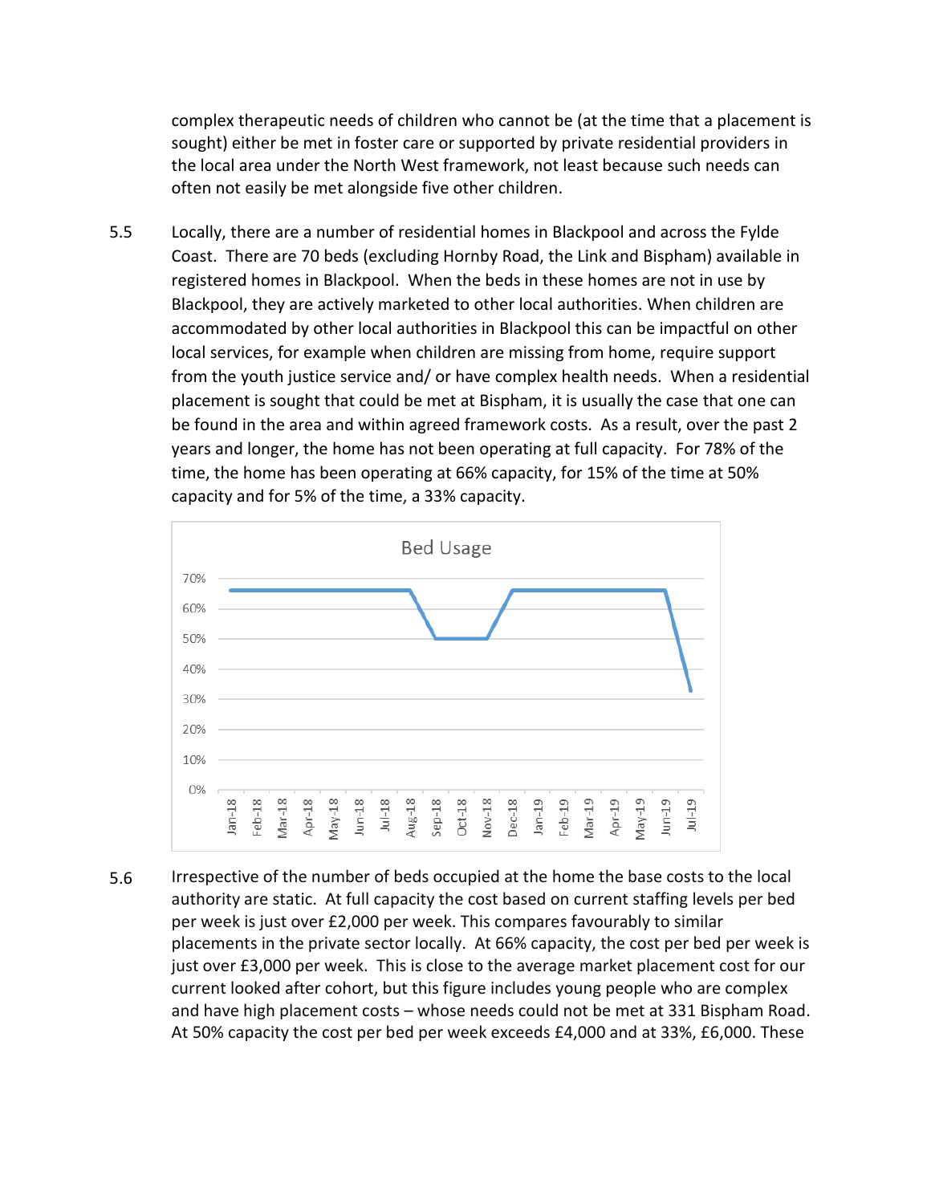complex therapeutic needs of children who cannot be (at the time that a placement is sought) either be met in foster care or supported by private residential providers in the local area under the North West framework, not least because such needs can often not easily be met alongside five other children.

5.5 Locally, there are a number of residential homes in Blackpool and across the Fylde Coast. There are 70 beds (excluding Hornby Road, the Link and Bispham) available in registered homes in Blackpool. When the beds in these homes are not in use by Blackpool, they are actively marketed to other local authorities. When children are accommodated by other local authorities in Blackpool this can be impactful on other local services, for example when children are missing from home, require support from the youth justice service and/ or have complex health needs. When a residential placement is sought that could be met at Bispham, it is usually the case that one can be found in the area and within agreed framework costs. As a result, over the past 2 years and longer, the home has not been operating at full capacity. For 78% of the time, the home has been operating at 66% capacity, for 15% of the time at 50% capacity and for 5% of the time, a 33% capacity.

5.6 Irrespective of the number of beds occupied at the home the base costs to the local authority are static. At full capacity the cost based on current staffing levels per bed per week is just over £2,000 per week. This compares favourably to similar placements in the private sector locally. At 66% capacity, the cost per bed per week is just over £3,000 per week. This is close to the average market placement cost for our current looked after cohort, but this figure includes young people who are complex and have high placement costs – whose needs could not be met at 331 Bispham Road. At 50% capacity the cost per bed per week exceeds £4,000 and at 33%, £6,000. These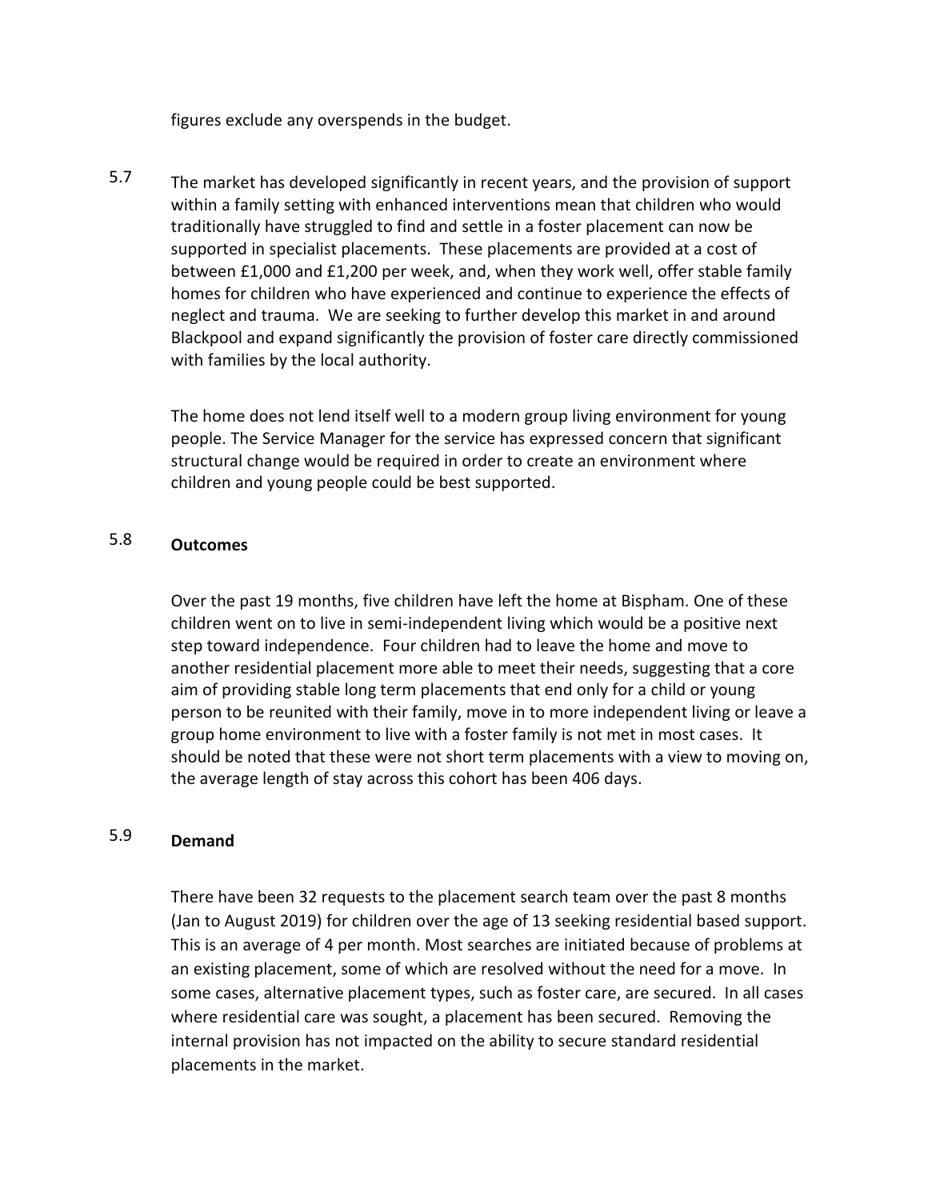figures exclude any overspends in the budget.

5.7 The market has developed significantly in recent years, and the provision of support within a family setting with enhanced interventions mean that children who would traditionally have struggled to find and settle in a foster placement can now be supported in specialist placements. These placements are provided at a cost of between £1,000 and £1,200 per week, and, when they work well, offer stable family homes for children who have experienced and continue to experience the effects of neglect and trauma. We are seeking to further develop this market in and around Blackpool and expand significantly the provision of foster care directly commissioned with families by the local authority.

The home does not lend itself well to a modern group living environment for young people. The Service Manager for the service has expressed concern that significant structural change would be required in order to create an environment where children and young people could be best supported.

5.8 **Outcomes**

Over the past 19 months, five children have left the home at Bispham. One of these children went on to live in semi-independent living which would be a positive next step toward independence. Four children had to leave the home and move to another residential placement more able to meet their needs, suggesting that a core aim of providing stable long term placements that end only for a child or young person to be reunited with their family, move in to more independent living or leave a group home environment to live with a foster family is not met in most cases. It should be noted that these were not short term placements with a view to moving on, the average length of stay across this cohort has been 406 days.

5.9 **Demand**

There have been 32 requests to the placement search team over the past 8 months (Jan to August 2019) for children over the age of 13 seeking residential based support. This is an average of 4 per month. Most searches are initiated because of problems at an existing placement, some of which are resolved without the need for a move. In some cases, alternative placement types, such as foster care, are secured. In all cases where residential care was sought, a placement has been secured. Removing the internal provision has not impacted on the ability to secure standard residential placements in the market.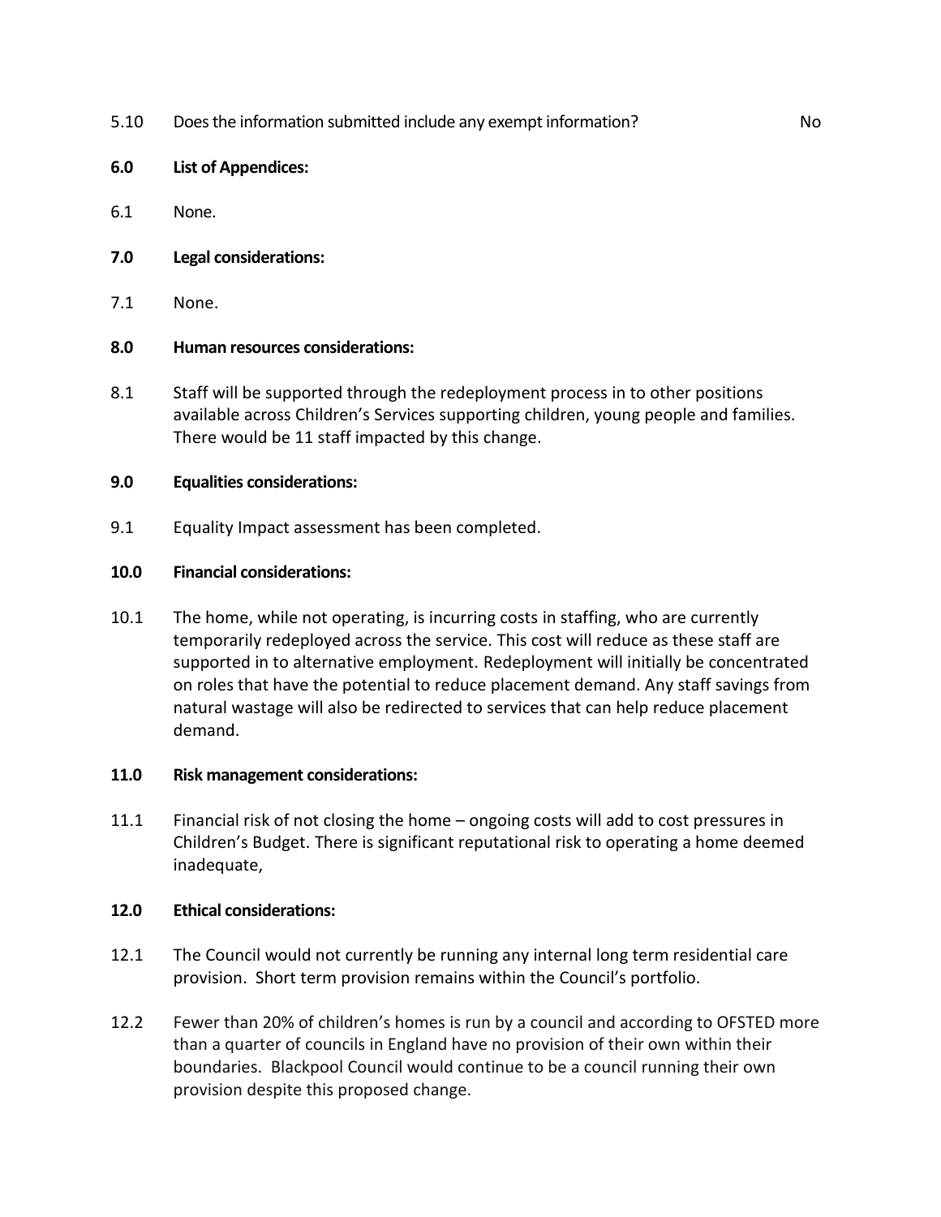5.10 Does the information submitted include any exempt information? No

**6.0 List of Appendices:**

6.1 None.

**7.0 Legal considerations:**

7.1 None.

**8.0 Human resources considerations:**

8.1 Staff will be supported through the redeployment process in to other positions available across Children's Services supporting children, young people and families. There would be 11 staff impacted by this change.

**9.0 Equalities considerations:**

9.1 Equality Impact assessment has been completed.

**10.0 Financial considerations:**

10.1 The home, while not operating, is incurring costs in staffing, who are currently temporarily redeployed across the service. This cost will reduce as these staff are supported in to alternative employment. Redeployment will initially be concentrated on roles that have the potential to reduce placement demand. Any staff savings from natural wastage will also be redirected to services that can help reduce placement demand.

**11.0 Risk management considerations:**

11.1 Financial risk of not closing the home – ongoing costs will add to cost pressures in Children's Budget. There is significant reputational risk to operating a home deemed inadequate,

**12.0 Ethical considerations:**

12.1 The Council would not currently be running any internal long term residential care provision. Short term provision remains within the Council's portfolio.

12.2 Fewer than 20% of children's homes is run by a council and according to OFSTED more than a quarter of councils in England have no provision of their own within their boundaries. Blackpool Council would continue to be a council running their own provision despite this proposed change.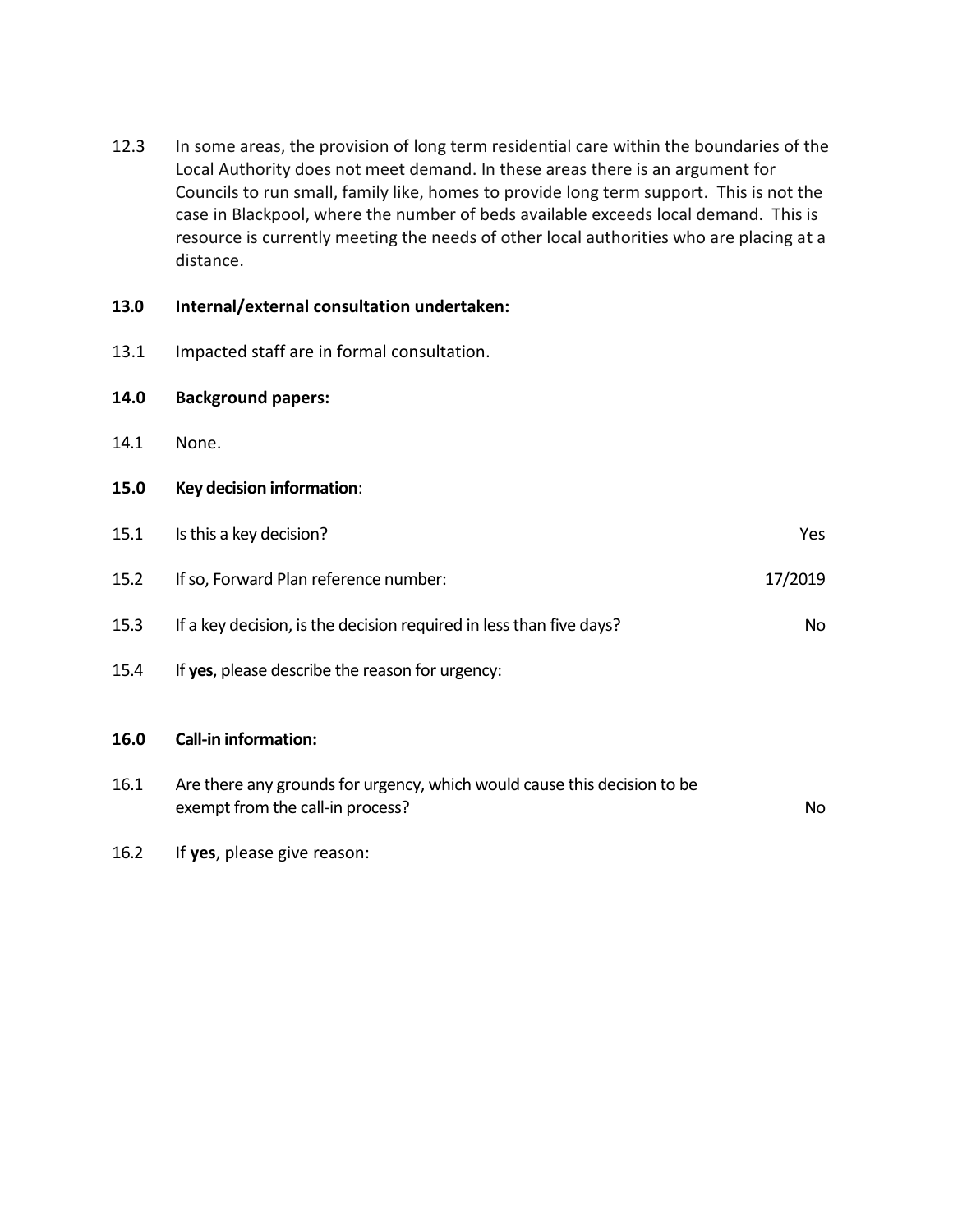12.3 In some areas, the provision of long term residential care within the boundaries of the Local Authority does not meet demand. In these areas there is an argument for Councils to run small, family like, homes to provide long term support. This is not the case in Blackpool, where the number of beds available exceeds local demand. This is resource is currently meeting the needs of other local authorities who are placing at a distance.

**13.0 Internal/external consultation undertaken:**

13.1 Impacted staff are in formal consultation.

**14.0 Background papers:**

14.1 None.

**15.0 Key decision information**:

| | | |
|---|---|---|
| 15.1 | Is this a key decision? | Yes |
| 15.2 | If so, Forward Plan reference number: | 17/2019 |
| 15.3 | If a key decision, is the decision required in less than five days? | No |
| 15.4 | If **yes**, please describe the reason for urgency: | |

**16.0 Call-in information:**

| | | |
|---|---|---|
| 16.1 | Are there any grounds for urgency, which would cause this decision to be exempt from the call-in process? | No |
| 16.2 | If **yes**, please give reason: | |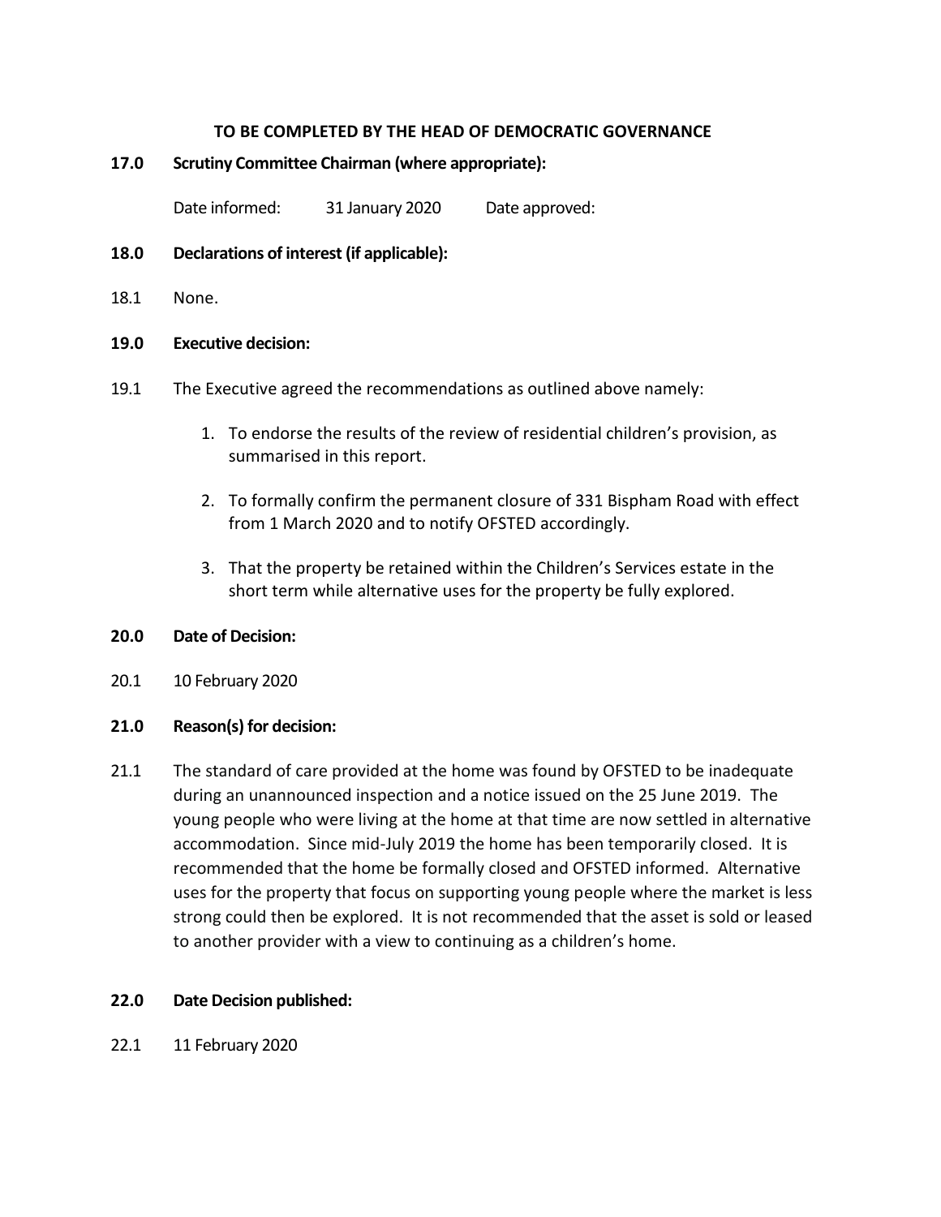**TO BE COMPLETED BY THE HEAD OF DEMOCRATIC GOVERNANCE**

**17.0 Scrutiny Committee Chairman (where appropriate):**

Date informed: 31 January 2020 Date approved:

**18.0 Declarations of interest (if applicable):**

18.1 None.

**19.0 Executive decision:**

19.1 The Executive agreed the recommendations as outlined above namely:

1. To endorse the results of the review of residential children's provision, as summarised in this report.
2. To formally confirm the permanent closure of 331 Bispham Road with effect from 1 March 2020 and to notify OFSTED accordingly.
3. That the property be retained within the Children's Services estate in the short term while alternative uses for the property be fully explored.

**20.0 Date of Decision:**

20.1 10 February 2020

**21.0 Reason(s) for decision:**

21.1 The standard of care provided at the home was found by OFSTED to be inadequate during an unannounced inspection and a notice issued on the 25 June 2019. The young people who were living at the home at that time are now settled in alternative accommodation. Since mid-July 2019 the home has been temporarily closed. It is recommended that the home be formally closed and OFSTED informed. Alternative uses for the property that focus on supporting young people where the market is less strong could then be explored. It is not recommended that the asset is sold or leased to another provider with a view to continuing as a children's home.

**22.0 Date Decision published:**

22.1 11 February 2020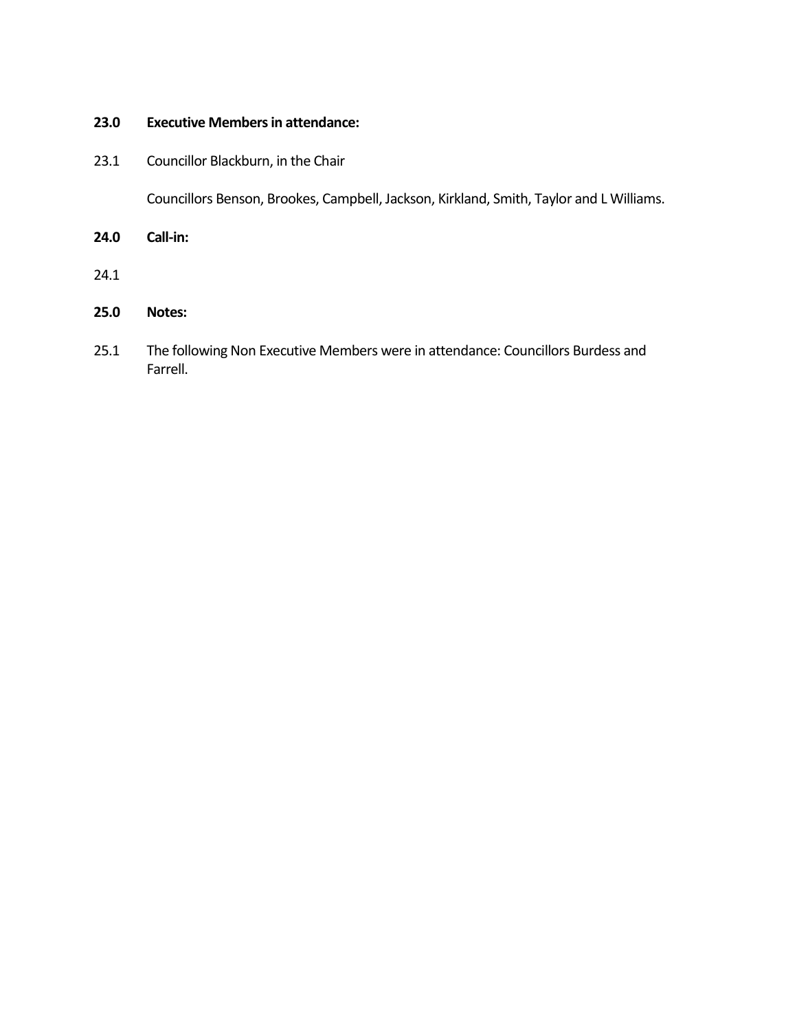**23.0 Executive Members in attendance:**

23.1 Councillor Blackburn, in the Chair

Councillors Benson, Brookes, Campbell, Jackson, Kirkland, Smith, Taylor and L Williams.

**24.0 Call-in:**

24.1

**25.0 Notes:**

25.1 The following Non Executive Members were in attendance: Councillors Burdess and Farrell.